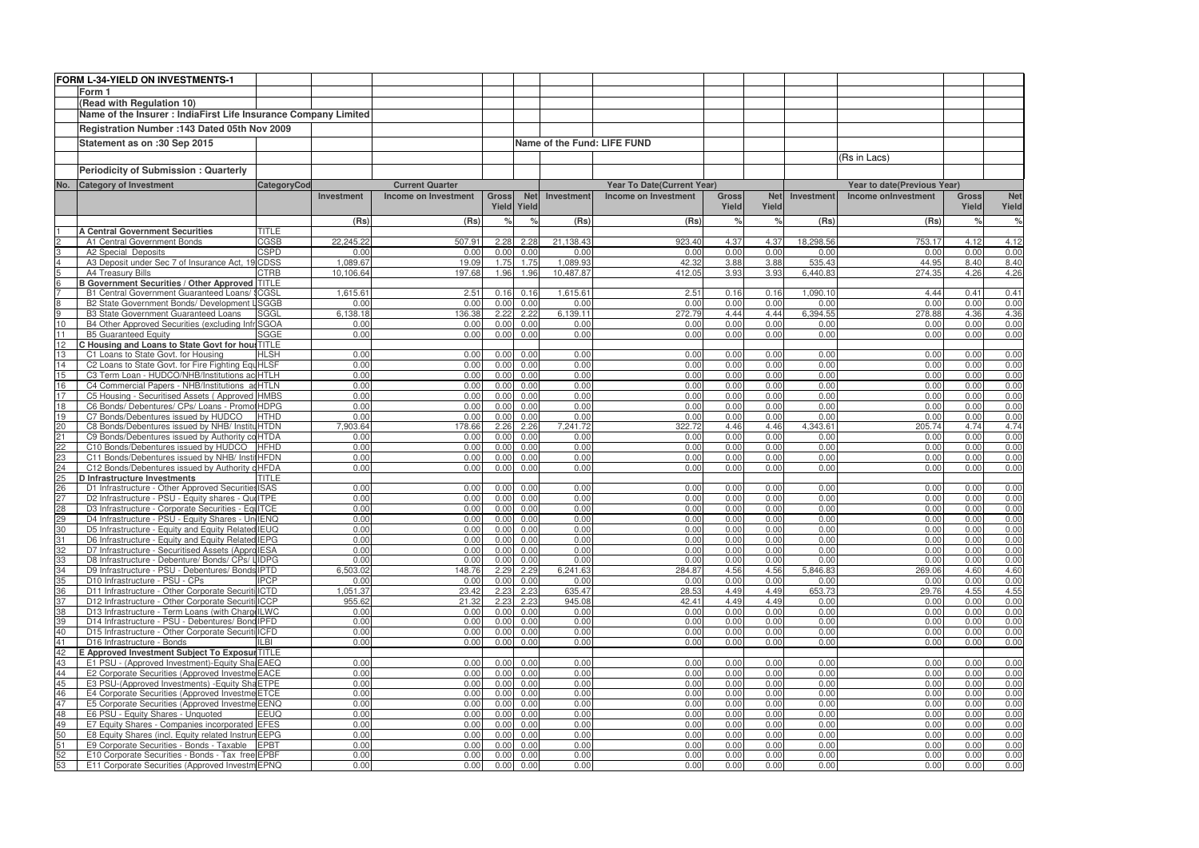**FORM L-34-YIELD ON INVESTMENTS-1**

Form 1

(Read with Regulation 10)

Name of the Insurer : IndiaFirst Life Insurance Company Limited

Registration Number :143 Dated 05th Nov 2009

Statement as on :30 Sep 2015

Name of the Fund: LIFE FUND

(Rs in Lacs)

Periodicity of Submission : Quarterly

| No. | Category of Investment | CategoryCod | Current Quarter | | | | Year To Date(Current Year) | | | | Year to date(Previous Year) | | | |
|---|---|---|---|---|---|---|---|---|---|---|---|---|---|---|
| | | | Investment | Income on Investment | Gross Yield | Net Yield | Investment | Income on Investment | Gross Yield | Net Yield | Investment | Income onInvestment | Gross Yield | Net Yield |
| | | | (Rs) | (Rs) | % | % | (Rs) | (Rs) | % | % | (Rs) | (Rs) | % | % |
| 1 | A Central Government Securities | TITLE | | | | | | | | | | | | |
| 2 | A1 Central Government Bonds | CGSB | 22,245.22 | 507.91 | 2.28 | 2.28 | 21,138.43 | 923.40 | 4.37 | 4.37 | 18,298.56 | 753.17 | 4.12 | 4.12 |
| 3 | A2 Special Deposits | CSPD | 0.00 | 0.00 | 0.00 | 0.00 | 0.00 | 0.00 | 0.00 | 0.00 | 0.00 | 0.00 | 0.00 | 0.00 |
| 4 | A3 Deposit under Sec 7 of Insurance Act, 19 | CDSS | 1,089.67 | 19.09 | 1.75 | 1.75 | 1,089.93 | 42.32 | 3.88 | 3.88 | 535.43 | 44.95 | 8.40 | 8.40 |
| 5 | A4 Treasury Bills | CTRB | 10,106.64 | 197.68 | 1.96 | 1.96 | 10,487.87 | 412.05 | 3.93 | 3.93 | 6,440.83 | 274.35 | 4.26 | 4.26 |
| 6 | B Government Securities / Other Approved | TITLE | | | | | | | | | | | | |
| 7 | B1 Central Government Guaranteed Loans/ | CGSL | 1,615.61 | 2.51 | 0.16 | 0.16 | 1,615.61 | 2.51 | 0.16 | 0.16 | 1,090.10 | 4.44 | 0.41 | 0.41 |
| 8 | B2 State Government Bonds/ Development L | SGGB | 0.00 | 0.00 | 0.00 | 0.00 | 0.00 | 0.00 | 0.00 | 0.00 | 0.00 | 0.00 | 0.00 | 0.00 |
| 9 | B3 State Government Guaranteed Loans | SGGL | 6,138.18 | 136.38 | 2.22 | 2.22 | 6,139.11 | 272.79 | 4.44 | 4.44 | 6,394.55 | 278.88 | 4.36 | 4.36 |
| 10 | B4 Other Approved Securities (excluding Infr | SGOA | 0.00 | 0.00 | 0.00 | 0.00 | 0.00 | 0.00 | 0.00 | 0.00 | 0.00 | 0.00 | 0.00 | 0.00 |
| 11 | B5 Guaranteed Equity | SGGE | 0.00 | 0.00 | 0.00 | 0.00 | 0.00 | 0.00 | 0.00 | 0.00 | 0.00 | 0.00 | 0.00 | 0.00 |
| 12 | C Housing and Loans to State Govt for hous | TITLE | | | | | | | | | | | | |
| 13 | C1 Loans to State Govt. for Housing | HLSH | 0.00 | 0.00 | 0.00 | 0.00 | 0.00 | 0.00 | 0.00 | 0.00 | 0.00 | 0.00 | 0.00 | 0.00 |
| 14 | C2 Loans to State Govt. for Fire Fighting Equ | HLSF | 0.00 | 0.00 | 0.00 | 0.00 | 0.00 | 0.00 | 0.00 | 0.00 | 0.00 | 0.00 | 0.00 | 0.00 |
| 15 | C3 Term Loan - HUDCO/NHB/Institutions ac | HTLH | 0.00 | 0.00 | 0.00 | 0.00 | 0.00 | 0.00 | 0.00 | 0.00 | 0.00 | 0.00 | 0.00 | 0.00 |
| 16 | C4 Commercial Papers - NHB/Institutions ac | HTLN | 0.00 | 0.00 | 0.00 | 0.00 | 0.00 | 0.00 | 0.00 | 0.00 | 0.00 | 0.00 | 0.00 | 0.00 |
| 17 | C5 Housing - Securitised Assets ( Approved | HMBS | 0.00 | 0.00 | 0.00 | 0.00 | 0.00 | 0.00 | 0.00 | 0.00 | 0.00 | 0.00 | 0.00 | 0.00 |
| 18 | C6 Bonds/ Debentures/ CPs/ Loans - Promo | HDPG | 0.00 | 0.00 | 0.00 | 0.00 | 0.00 | 0.00 | 0.00 | 0.00 | 0.00 | 0.00 | 0.00 | 0.00 |
| 19 | C7 Bonds/Debentures issued by HUDCO | HTHD | 0.00 | 0.00 | 0.00 | 0.00 | 0.00 | 0.00 | 0.00 | 0.00 | 0.00 | 0.00 | 0.00 | 0.00 |
| 20 | C8 Bonds/Debentures issued by NHB/ Institu | HTDN | 7,903.64 | 178.66 | 2.26 | 2.26 | 7,241.72 | 322.72 | 4.46 | 4.46 | 4,343.61 | 205.74 | 4.74 | 4.74 |
| 21 | C9 Bonds/Debentures issued by Authority co | HTDA | 0.00 | 0.00 | 0.00 | 0.00 | 0.00 | 0.00 | 0.00 | 0.00 | 0.00 | 0.00 | 0.00 | 0.00 |
| 22 | C10 Bonds/Debentures issued by HUDCO | HFHD | 0.00 | 0.00 | 0.00 | 0.00 | 0.00 | 0.00 | 0.00 | 0.00 | 0.00 | 0.00 | 0.00 | 0.00 |
| 23 | C11 Bonds/Debentures issued by NHB/ Insti | HFDN | 0.00 | 0.00 | 0.00 | 0.00 | 0.00 | 0.00 | 0.00 | 0.00 | 0.00 | 0.00 | 0.00 | 0.00 |
| 24 | C12 Bonds/Debentures issued by Authority c | HFDA | 0.00 | 0.00 | 0.00 | 0.00 | 0.00 | 0.00 | 0.00 | 0.00 | 0.00 | 0.00 | 0.00 | 0.00 |
| 25 | D Infrastructure Investments | TITLE | | | | | | | | | | | | |
| 26 | D1 Infrastructure - Other Approved Securities | ISAS | 0.00 | 0.00 | 0.00 | 0.00 | 0.00 | 0.00 | 0.00 | 0.00 | 0.00 | 0.00 | 0.00 | 0.00 |
| 27 | D2 Infrastructure - PSU - Equity shares - Qu | ITPE | 0.00 | 0.00 | 0.00 | 0.00 | 0.00 | 0.00 | 0.00 | 0.00 | 0.00 | 0.00 | 0.00 | 0.00 |
| 28 | D3 Infrastructure - Corporate Securities - Eq | ITCE | 0.00 | 0.00 | 0.00 | 0.00 | 0.00 | 0.00 | 0.00 | 0.00 | 0.00 | 0.00 | 0.00 | 0.00 |
| 29 | D4 Infrastructure - PSU - Equity Shares - Un | IENQ | 0.00 | 0.00 | 0.00 | 0.00 | 0.00 | 0.00 | 0.00 | 0.00 | 0.00 | 0.00 | 0.00 | 0.00 |
| 30 | D5 Infrastructure - Equity and Equity Related | IEUQ | 0.00 | 0.00 | 0.00 | 0.00 | 0.00 | 0.00 | 0.00 | 0.00 | 0.00 | 0.00 | 0.00 | 0.00 |
| 31 | D6 Infrastructure - Equity and Equity Related | IEPG | 0.00 | 0.00 | 0.00 | 0.00 | 0.00 | 0.00 | 0.00 | 0.00 | 0.00 | 0.00 | 0.00 | 0.00 |
| 32 | D7 Infrastructure - Securitised Assets (Appro | IESA | 0.00 | 0.00 | 0.00 | 0.00 | 0.00 | 0.00 | 0.00 | 0.00 | 0.00 | 0.00 | 0.00 | 0.00 |
| 33 | D8 Infrastructure - Debenture/ Bonds/ CPs/ L | IDPG | 0.00 | 0.00 | 0.00 | 0.00 | 0.00 | 0.00 | 0.00 | 0.00 | 0.00 | 0.00 | 0.00 | 0.00 |
| 34 | D9 Infrastructure - PSU - Debentures/ Bonds | IPTD | 6,503.02 | 148.76 | 2.29 | 2.29 | 6,241.63 | 284.87 | 4.56 | 4.56 | 5,846.83 | 269.06 | 4.60 | 4.60 |
| 35 | D10 Infrastructure - PSU - CPs | IPCP | 0.00 | 0.00 | 0.00 | 0.00 | 0.00 | 0.00 | 0.00 | 0.00 | 0.00 | 0.00 | 0.00 | 0.00 |
| 36 | D11 Infrastructure - Other Corporate Securiti | ICTD | 1,051.37 | 23.42 | 2.23 | 2.23 | 635.47 | 28.53 | 4.49 | 4.49 | 653.73 | 29.76 | 4.55 | 4.55 |
| 37 | D12 Infrastructure - Other Corporate Securiti | ICCP | 955.62 | 21.32 | 2.23 | 2.23 | 945.08 | 42.41 | 4.49 | 4.49 | 0.00 | 0.00 | 0.00 | 0.00 |
| 38 | D13 Infrastructure - Term Loans (with Charg | ILWC | 0.00 | 0.00 | 0.00 | 0.00 | 0.00 | 0.00 | 0.00 | 0.00 | 0.00 | 0.00 | 0.00 | 0.00 |
| 39 | D14 Infrastructure - PSU - Debentures/ Bond | IPFD | 0.00 | 0.00 | 0.00 | 0.00 | 0.00 | 0.00 | 0.00 | 0.00 | 0.00 | 0.00 | 0.00 | 0.00 |
| 40 | D15 Infrastructure - Other Corporate Securiti | ICFD | 0.00 | 0.00 | 0.00 | 0.00 | 0.00 | 0.00 | 0.00 | 0.00 | 0.00 | 0.00 | 0.00 | 0.00 |
| 41 | D16 Infrastructure - Bonds | ILBI | 0.00 | 0.00 | 0.00 | 0.00 | 0.00 | 0.00 | 0.00 | 0.00 | 0.00 | 0.00 | 0.00 | 0.00 |
| 42 | E Approved Investment Subject To Exposur | TITLE | | | | | | | | | | | | |
| 43 | E1 PSU - (Approved Investment)-Equity Sha | EAEQ | 0.00 | 0.00 | 0.00 | 0.00 | 0.00 | 0.00 | 0.00 | 0.00 | 0.00 | 0.00 | 0.00 | 0.00 |
| 44 | E2 Corporate Securities (Approved Investme | EACE | 0.00 | 0.00 | 0.00 | 0.00 | 0.00 | 0.00 | 0.00 | 0.00 | 0.00 | 0.00 | 0.00 | 0.00 |
| 45 | E3 PSU-(Approved Investments) -Equity Sha | ETPE | 0.00 | 0.00 | 0.00 | 0.00 | 0.00 | 0.00 | 0.00 | 0.00 | 0.00 | 0.00 | 0.00 | 0.00 |
| 46 | E4 Corporate Securities (Approved Investme | ETCE | 0.00 | 0.00 | 0.00 | 0.00 | 0.00 | 0.00 | 0.00 | 0.00 | 0.00 | 0.00 | 0.00 | 0.00 |
| 47 | E5 Corporate Securities (Approved Investme | EENQ | 0.00 | 0.00 | 0.00 | 0.00 | 0.00 | 0.00 | 0.00 | 0.00 | 0.00 | 0.00 | 0.00 | 0.00 |
| 48 | E6 PSU - Equity Shares - Unquoted | EEUQ | 0.00 | 0.00 | 0.00 | 0.00 | 0.00 | 0.00 | 0.00 | 0.00 | 0.00 | 0.00 | 0.00 | 0.00 |
| 49 | E7 Equity Shares - Companies incorporated | EFES | 0.00 | 0.00 | 0.00 | 0.00 | 0.00 | 0.00 | 0.00 | 0.00 | 0.00 | 0.00 | 0.00 | 0.00 |
| 50 | E8 Equity Shares (incl. Equity related Instrum | EEPG | 0.00 | 0.00 | 0.00 | 0.00 | 0.00 | 0.00 | 0.00 | 0.00 | 0.00 | 0.00 | 0.00 | 0.00 |
| 51 | E9 Corporate Securities - Bonds - Taxable | EPBT | 0.00 | 0.00 | 0.00 | 0.00 | 0.00 | 0.00 | 0.00 | 0.00 | 0.00 | 0.00 | 0.00 | 0.00 |
| 52 | E10 Corporate Securities - Bonds - Tax free | EPBF | 0.00 | 0.00 | 0.00 | 0.00 | 0.00 | 0.00 | 0.00 | 0.00 | 0.00 | 0.00 | 0.00 | 0.00 |
| 53 | E11 Corporate Securities (Approved Investm | EPNQ | 0.00 | 0.00 | 0.00 | 0.00 | 0.00 | 0.00 | 0.00 | 0.00 | 0.00 | 0.00 | 0.00 | 0.00 |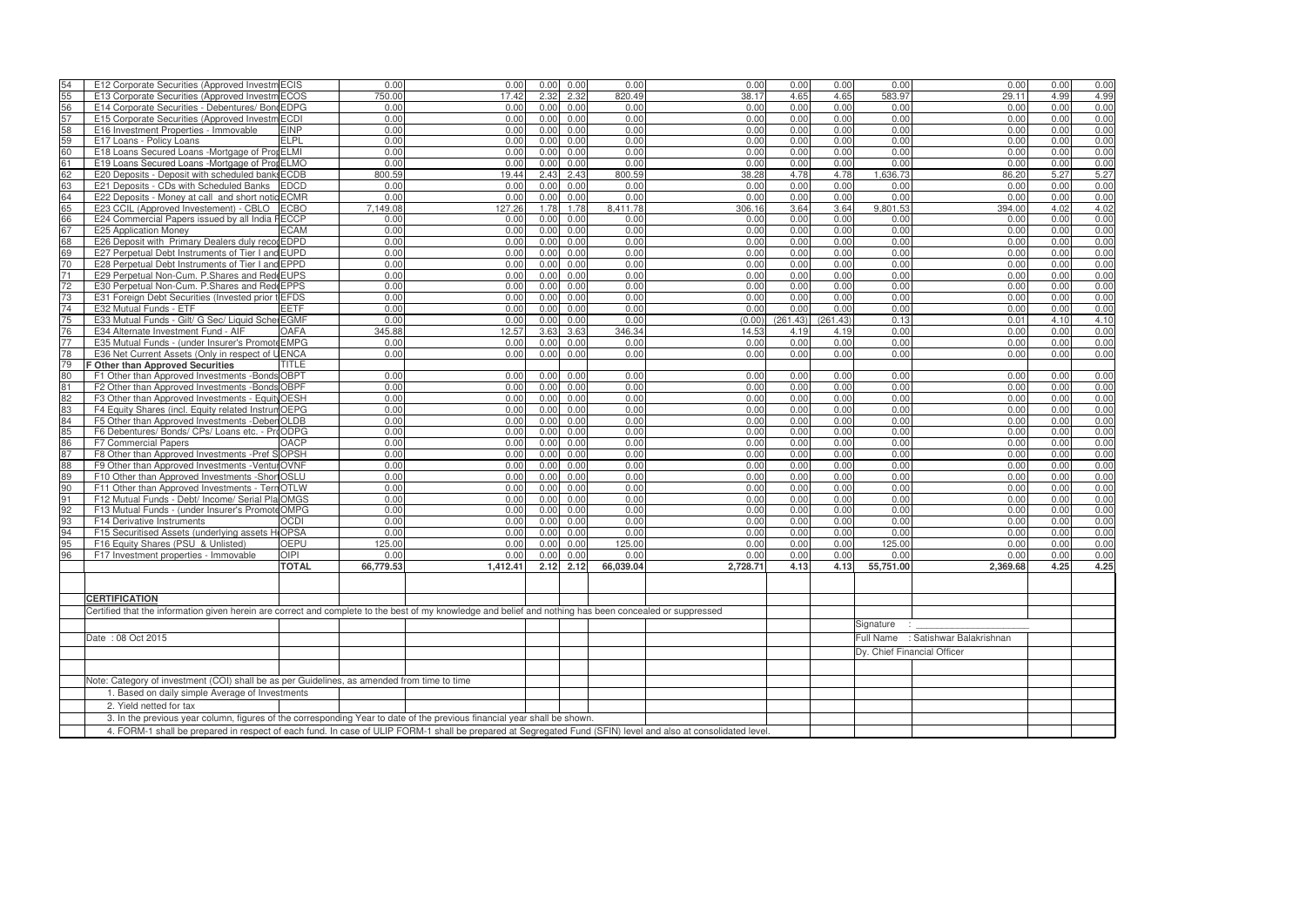| 54 | E12 Corporate Securities (Approved Investm ECIS | | 0.00 | 0.00 | 0.00 | 0.00 | 0.00 | 0.00 | 0.00 | 0.00 | 0.00 | 0.00 | 0.00 | 0.00 |
|---|---|---|---|---|---|---|---|---|---|---|---|---|---|---|
| 55 | E13 Corporate Securities (Approved Investm ECOS | | 750.00 | 17.42 | 2.32 | 2.32 | 820.49 | 38.17 | 4.65 | 4.65 | 583.97 | 29.11 | 4.99 | 4.99 |
| 56 | E14 Corporate Securities - Debentures/ Bond EDPG | | 0.00 | 0.00 | 0.00 | 0.00 | 0.00 | 0.00 | 0.00 | 0.00 | 0.00 | 0.00 | 0.00 | 0.00 |
| 57 | E15 Corporate Securities (Approved Investm ECDI | | 0.00 | 0.00 | 0.00 | 0.00 | 0.00 | 0.00 | 0.00 | 0.00 | 0.00 | 0.00 | 0.00 | 0.00 |
| 58 | E16 Investment Properties - Immovable | EINP | 0.00 | 0.00 | 0.00 | 0.00 | 0.00 | 0.00 | 0.00 | 0.00 | 0.00 | 0.00 | 0.00 | 0.00 |
| 59 | E17 Loans - Policy Loans | ELPL | 0.00 | 0.00 | 0.00 | 0.00 | 0.00 | 0.00 | 0.00 | 0.00 | 0.00 | 0.00 | 0.00 | 0.00 |
| 60 | E18 Loans Secured Loans -Mortgage of Prop ELMI | | 0.00 | 0.00 | 0.00 | 0.00 | 0.00 | 0.00 | 0.00 | 0.00 | 0.00 | 0.00 | 0.00 | 0.00 |
| 61 | E19 Loans Secured Loans -Mortgage of Prop ELMO | | 0.00 | 0.00 | 0.00 | 0.00 | 0.00 | 0.00 | 0.00 | 0.00 | 0.00 | 0.00 | 0.00 | 0.00 |
| 62 | E20 Deposits - Deposit with scheduled banks ECDB | | 800.59 | 19.44 | 2.43 | 2.43 | 800.59 | 38.28 | 4.78 | 4.78 | 1,636.73 | 86.20 | 5.27 | 5.27 |
| 63 | E21 Deposits - CDs with Scheduled Banks | EDCD | 0.00 | 0.00 | 0.00 | 0.00 | 0.00 | 0.00 | 0.00 | 0.00 | 0.00 | 0.00 | 0.00 | 0.00 |
| 64 | E22 Deposits - Money at call and short notic ECMR | | 0.00 | 0.00 | 0.00 | 0.00 | 0.00 | 0.00 | 0.00 | 0.00 | 0.00 | 0.00 | 0.00 | 0.00 |
| 65 | E23 CCIL (Approved Investement) - CBLO | ECBO | 7,149.08 | 127.26 | 1.78 | 1.78 | 8,411.78 | 306.16 | 3.64 | 3.64 | 9,801.53 | 394.00 | 4.02 | 4.02 |
| 66 | E24 Commercial Papers issued by all India F ECCP | | 0.00 | 0.00 | 0.00 | 0.00 | 0.00 | 0.00 | 0.00 | 0.00 | 0.00 | 0.00 | 0.00 | 0.00 |
| 67 | E25 Application Money | ECAM | 0.00 | 0.00 | 0.00 | 0.00 | 0.00 | 0.00 | 0.00 | 0.00 | 0.00 | 0.00 | 0.00 | 0.00 |
| 68 | E26 Deposit with Primary Dealers duly recog EDPD | | 0.00 | 0.00 | 0.00 | 0.00 | 0.00 | 0.00 | 0.00 | 0.00 | 0.00 | 0.00 | 0.00 | 0.00 |
| 69 | E27 Perpetual Debt Instruments of Tier I and EUPD | | 0.00 | 0.00 | 0.00 | 0.00 | 0.00 | 0.00 | 0.00 | 0.00 | 0.00 | 0.00 | 0.00 | 0.00 |
| 70 | E28 Perpetual Debt Instruments of Tier I and EPPD | | 0.00 | 0.00 | 0.00 | 0.00 | 0.00 | 0.00 | 0.00 | 0.00 | 0.00 | 0.00 | 0.00 | 0.00 |
| 71 | E29 Perpetual Non-Cum. P.Shares and Rede EUPS | | 0.00 | 0.00 | 0.00 | 0.00 | 0.00 | 0.00 | 0.00 | 0.00 | 0.00 | 0.00 | 0.00 | 0.00 |
| 72 | E30 Perpetual Non-Cum. P.Shares and Rede EPPS | | 0.00 | 0.00 | 0.00 | 0.00 | 0.00 | 0.00 | 0.00 | 0.00 | 0.00 | 0.00 | 0.00 | 0.00 |
| 73 | E31 Foreign Debt Securities (Invested prior t EFDS | | 0.00 | 0.00 | 0.00 | 0.00 | 0.00 | 0.00 | 0.00 | 0.00 | 0.00 | 0.00 | 0.00 | 0.00 |
| 74 | E32 Mutual Funds - ETF | EETF | 0.00 | 0.00 | 0.00 | 0.00 | 0.00 | 0.00 | 0.00 | 0.00 | 0.00 | 0.00 | 0.00 | 0.00 |
| 75 | E33 Mutual Funds - Gilt/ G Sec/ Liquid Schen EGMF | | 0.00 | 0.00 | 0.00 | 0.00 | 0.00 | (0.00) | (261.43) | (261.43) | 0.13 | 0.01 | 4.10 | 4.10 |
| 76 | E34 Alternate Investment Fund - AIF | OAFA | 345.88 | 12.57 | 3.63 | 3.63 | 346.34 | 14.53 | 4.19 | 4.19 | 0.00 | 0.00 | 0.00 | 0.00 |
| 77 | E35 Mutual Funds - (under Insurer's Promote EMPG | | 0.00 | 0.00 | 0.00 | 0.00 | 0.00 | 0.00 | 0.00 | 0.00 | 0.00 | 0.00 | 0.00 | 0.00 |
| 78 | E36 Net Current Assets (Only in respect of U ENCA | | 0.00 | 0.00 | 0.00 | 0.00 | 0.00 | 0.00 | 0.00 | 0.00 | 0.00 | 0.00 | 0.00 | 0.00 |
| 79 | **F Other than Approved Securities** | TITLE | | | | | | | | | | | | |
| 80 | F1 Other than Approved Investments -Bonds OBPT | | 0.00 | 0.00 | 0.00 | 0.00 | 0.00 | 0.00 | 0.00 | 0.00 | 0.00 | 0.00 | 0.00 | 0.00 |
| 81 | F2 Other than Approved Investments -Bonds OBPF | | 0.00 | 0.00 | 0.00 | 0.00 | 0.00 | 0.00 | 0.00 | 0.00 | 0.00 | 0.00 | 0.00 | 0.00 |
| 82 | F3 Other than Approved Investments - Equity OESH | | 0.00 | 0.00 | 0.00 | 0.00 | 0.00 | 0.00 | 0.00 | 0.00 | 0.00 | 0.00 | 0.00 | 0.00 |
| 83 | F4 Equity Shares (incl. Equity related Instrum OEPG | | 0.00 | 0.00 | 0.00 | 0.00 | 0.00 | 0.00 | 0.00 | 0.00 | 0.00 | 0.00 | 0.00 | 0.00 |
| 84 | F5 Other than Approved Investments -Deben OLDB | | 0.00 | 0.00 | 0.00 | 0.00 | 0.00 | 0.00 | 0.00 | 0.00 | 0.00 | 0.00 | 0.00 | 0.00 |
| 85 | F6 Debentures/ Bonds/ CPs/ Loans etc. - Pro ODPG | | 0.00 | 0.00 | 0.00 | 0.00 | 0.00 | 0.00 | 0.00 | 0.00 | 0.00 | 0.00 | 0.00 | 0.00 |
| 86 | F7 Commercial Papers | OACP | 0.00 | 0.00 | 0.00 | 0.00 | 0.00 | 0.00 | 0.00 | 0.00 | 0.00 | 0.00 | 0.00 | 0.00 |
| 87 | F8 Other than Approved Investments -Pref S OPSH | | 0.00 | 0.00 | 0.00 | 0.00 | 0.00 | 0.00 | 0.00 | 0.00 | 0.00 | 0.00 | 0.00 | 0.00 |
| 88 | F9 Other than Approved Investments -Ventur OVNF | | 0.00 | 0.00 | 0.00 | 0.00 | 0.00 | 0.00 | 0.00 | 0.00 | 0.00 | 0.00 | 0.00 | 0.00 |
| 89 | F10 Other than Approved Investments -Short OSLU | | 0.00 | 0.00 | 0.00 | 0.00 | 0.00 | 0.00 | 0.00 | 0.00 | 0.00 | 0.00 | 0.00 | 0.00 |
| 90 | F11 Other than Approved Investments - Term OTLW | | 0.00 | 0.00 | 0.00 | 0.00 | 0.00 | 0.00 | 0.00 | 0.00 | 0.00 | 0.00 | 0.00 | 0.00 |
| 91 | F12 Mutual Funds - Debt/ Income/ Serial Pla OMGS | | 0.00 | 0.00 | 0.00 | 0.00 | 0.00 | 0.00 | 0.00 | 0.00 | 0.00 | 0.00 | 0.00 | 0.00 |
| 92 | F13 Mutual Funds - (under Insurer's Promote OMPG | | 0.00 | 0.00 | 0.00 | 0.00 | 0.00 | 0.00 | 0.00 | 0.00 | 0.00 | 0.00 | 0.00 | 0.00 |
| 93 | F14 Derivative Instruments | OCDI | 0.00 | 0.00 | 0.00 | 0.00 | 0.00 | 0.00 | 0.00 | 0.00 | 0.00 | 0.00 | 0.00 | 0.00 |
| 94 | F15 Securitised Assets (underlying assets Ho OPSA | | 0.00 | 0.00 | 0.00 | 0.00 | 0.00 | 0.00 | 0.00 | 0.00 | 0.00 | 0.00 | 0.00 | 0.00 |
| 95 | F16 Equity Shares (PSU & Unlisted) | OEPU | 125.00 | 0.00 | 0.00 | 0.00 | 125.00 | 0.00 | 0.00 | 0.00 | 125.00 | 0.00 | 0.00 | 0.00 |
| 96 | F17 Investment properties - Immovable | OIPI | 0.00 | 0.00 | 0.00 | 0.00 | 0.00 | 0.00 | 0.00 | 0.00 | 0.00 | 0.00 | 0.00 | 0.00 |
| | | **TOTAL** | **66,779.53** | **1,412.41** | **2.12** | **2.12** | **66,039.04** | **2,728.71** | **4.13** | **4.13** | **55,751.00** | **2,369.68** | **4.25** | **4.25** |

**CERTIFICATION**

Certified that the information given herein are correct and complete to the best of my knowledge and belief and nothing has been concealed or suppressed

Signature : ____________________

Date : 08 Oct 2015

Full Name : Satishwar Balakrishnan

Dy. Chief Financial Officer

Note: Category of investment (COI) shall be as per Guidelines, as amended from time to time

1. Based on daily simple Average of Investments
2. Yield netted for tax
3. In the previous year column, figures of the corresponding Year to date of the previous financial year shall be shown.
4. FORM-1 shall be prepared in respect of each fund. In case of ULIP FORM-1 shall be prepared at Segregated Fund (SFIN) level and also at consolidated level.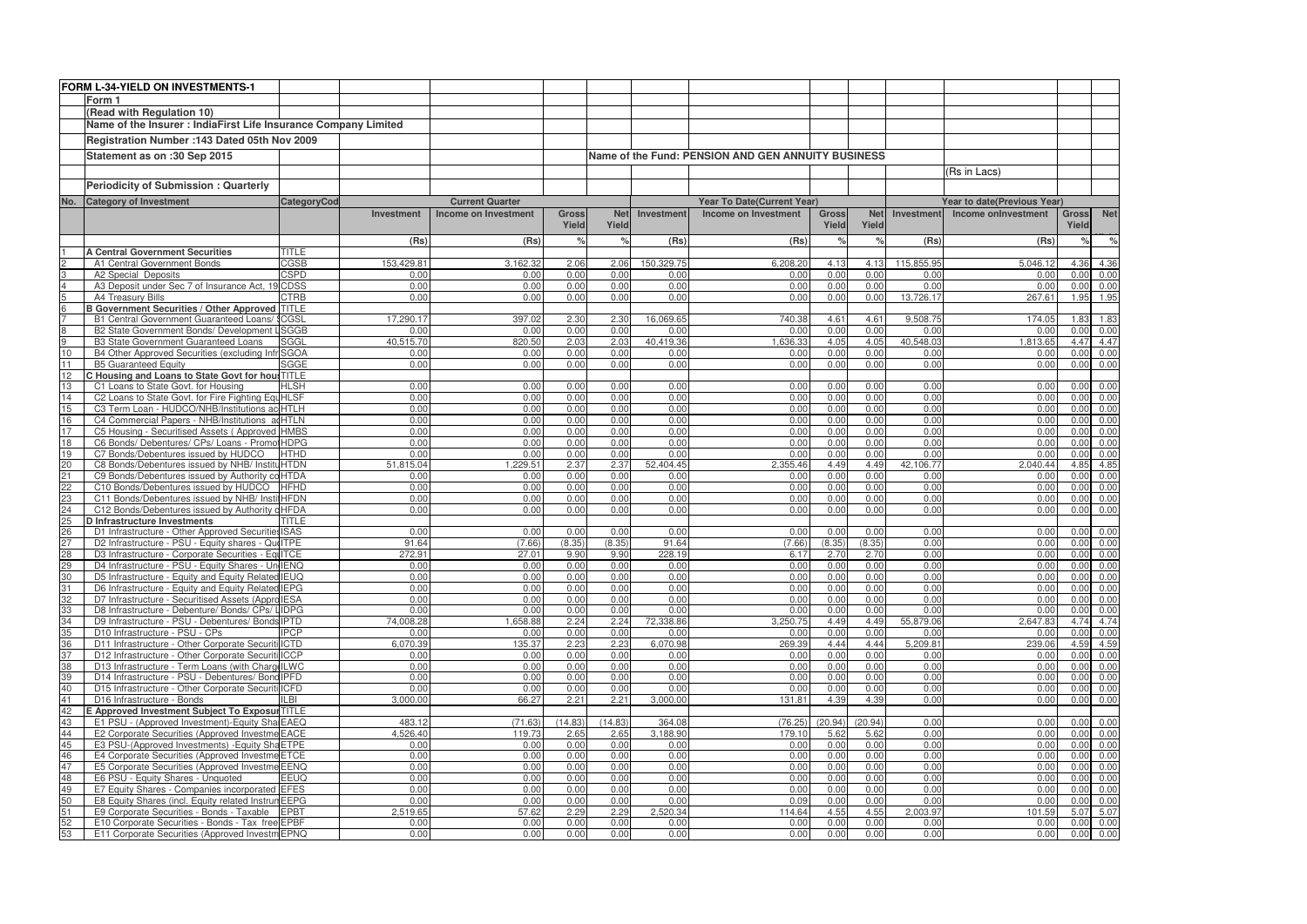**FORM L-34-YIELD ON INVESTMENTS-1**

Form 1

(Read with Regulation 10)

Name of the Insurer : IndiaFirst Life Insurance Company Limited

Registration Number :143 Dated 05th Nov 2009

Statement as on :30 Sep 2015

Name of the Fund: PENSION AND GEN ANNUITY BUSINESS

(Rs in Lacs)

Periodicity of Submission : Quarterly

| No. | Category of Investment | CategoryCod | Current Quarter | | | | Year To Date(Current Year) | | | | Year to date(Previous Year) | | | |
|---|---|---|---|---|---|---|---|---|---|---|---|---|---|---|
| | | | Investment | Income on Investment | Gross Yield | Net Yield | Investment | Income on Investment | Gross Yield | Net Yield | Investment | Income onInvestment | Gross Yield | Net |
| | | | (Rs) | (Rs) | % | % | (Rs) | (Rs) | % | % | (Rs) | (Rs) | % | % |
| 1 | A Central Government Securities | TITLE | | | | | | | | | | | | |
| 2 | A1 Central Government Bonds | CGSB | 153,429.81 | 3,162.32 | 2.06 | 2.06 | 150,329.75 | 6,208.20 | 4.13 | 4.13 | 115,855.95 | 5,046.12 | 4.36 | 4.36 |
| 3 | A2 Special Deposits | CSPD | 0.00 | 0.00 | 0.00 | 0.00 | 0.00 | 0.00 | 0.00 | 0.00 | 0.00 | 0.00 | 0.00 | 0.00 |
| 4 | A3 Deposit under Sec 7 of Insurance Act, 19 | CDSS | 0.00 | 0.00 | 0.00 | 0.00 | 0.00 | 0.00 | 0.00 | 0.00 | 0.00 | 0.00 | 0.00 | 0.00 |
| 5 | A4 Treasury Bills | CTRB | 0.00 | 0.00 | 0.00 | 0.00 | 0.00 | 0.00 | 0.00 | 0.00 | 13,726.17 | 267.61 | 1.95 | 1.95 |
| 6 | B Government Securities / Other Approved | TITLE | | | | | | | | | | | | |
| 7 | B1 Central Government Guaranteed Loans/ S | CGSL | 17,290.17 | 397.02 | 2.30 | 2.30 | 16,069.65 | 740.38 | 4.61 | 4.61 | 9,508.75 | 174.05 | 1.83 | 1.83 |
| 8 | B2 State Government Bonds/ Development L | SGGB | 0.00 | 0.00 | 0.00 | 0.00 | 0.00 | 0.00 | 0.00 | 0.00 | 0.00 | 0.00 | 0.00 | 0.00 |
| 9 | B3 State Government Guaranteed Loans | SGGL | 40,515.70 | 820.50 | 2.03 | 2.03 | 40,419.36 | 1,636.33 | 4.05 | 4.05 | 40,548.03 | 1,813.65 | 4.47 | 4.47 |
| 10 | B4 Other Approved Securities (excluding Infr | SGOA | 0.00 | 0.00 | 0.00 | 0.00 | 0.00 | 0.00 | 0.00 | 0.00 | 0.00 | 0.00 | 0.00 | 0.00 |
| 11 | B5 Guaranteed Equity | SGGE | 0.00 | 0.00 | 0.00 | 0.00 | 0.00 | 0.00 | 0.00 | 0.00 | 0.00 | 0.00 | 0.00 | 0.00 |
| 12 | C Housing and Loans to State Govt for hous | TITLE | | | | | | | | | | | | |
| 13 | C1 Loans to State Govt. for Housing | HLSH | 0.00 | 0.00 | 0.00 | 0.00 | 0.00 | 0.00 | 0.00 | 0.00 | 0.00 | 0.00 | 0.00 | 0.00 |
| 14 | C2 Loans to State Govt. for Fire Fighting Equ | HLSF | 0.00 | 0.00 | 0.00 | 0.00 | 0.00 | 0.00 | 0.00 | 0.00 | 0.00 | 0.00 | 0.00 | 0.00 |
| 15 | C3 Term Loan - HUDCO/NHB/Institutions ac | HTLH | 0.00 | 0.00 | 0.00 | 0.00 | 0.00 | 0.00 | 0.00 | 0.00 | 0.00 | 0.00 | 0.00 | 0.00 |
| 16 | C4 Commercial Papers - NHB/Institutions ac | HTLN | 0.00 | 0.00 | 0.00 | 0.00 | 0.00 | 0.00 | 0.00 | 0.00 | 0.00 | 0.00 | 0.00 | 0.00 |
| 17 | C5 Housing - Securitised Assets ( Approved | HMBS | 0.00 | 0.00 | 0.00 | 0.00 | 0.00 | 0.00 | 0.00 | 0.00 | 0.00 | 0.00 | 0.00 | 0.00 |
| 18 | C6 Bonds/ Debentures/ CPs/ Loans - Promo | HDPG | 0.00 | 0.00 | 0.00 | 0.00 | 0.00 | 0.00 | 0.00 | 0.00 | 0.00 | 0.00 | 0.00 | 0.00 |
| 19 | C7 Bonds/Debentures issued by HUDCO | HTHD | 0.00 | 0.00 | 0.00 | 0.00 | 0.00 | 0.00 | 0.00 | 0.00 | 0.00 | 0.00 | 0.00 | 0.00 |
| 20 | C8 Bonds/Debentures issued by NHB/ Institu | HTDN | 51,815.04 | 1,229.51 | 2.37 | 2.37 | 52,404.45 | 2,355.46 | 4.49 | 4.49 | 42,106.77 | 2,040.44 | 4.85 | 4.85 |
| 21 | C9 Bonds/Debentures issued by Authority co | HTDA | 0.00 | 0.00 | 0.00 | 0.00 | 0.00 | 0.00 | 0.00 | 0.00 | 0.00 | 0.00 | 0.00 | 0.00 |
| 22 | C10 Bonds/Debentures issued by HUDCO | HFHD | 0.00 | 0.00 | 0.00 | 0.00 | 0.00 | 0.00 | 0.00 | 0.00 | 0.00 | 0.00 | 0.00 | 0.00 |
| 23 | C11 Bonds/Debentures issued by NHB/ Insti | HFDN | 0.00 | 0.00 | 0.00 | 0.00 | 0.00 | 0.00 | 0.00 | 0.00 | 0.00 | 0.00 | 0.00 | 0.00 |
| 24 | C12 Bonds/Debentures issued by Authority c | HFDA | 0.00 | 0.00 | 0.00 | 0.00 | 0.00 | 0.00 | 0.00 | 0.00 | 0.00 | 0.00 | 0.00 | 0.00 |
| 25 | D Infrastructure Investments | TITLE | | | | | | | | | | | | |
| 26 | D1 Infrastructure - Other Approved Securities | ISAS | 0.00 | 0.00 | 0.00 | 0.00 | 0.00 | 0.00 | 0.00 | 0.00 | 0.00 | 0.00 | 0.00 | 0.00 |
| 27 | D2 Infrastructure - PSU - Equity shares - Quo | ITPE | 91.64 | (7.66) | (8.35) | (8.35) | 91.64 | (7.66) | (8.35) | (8.35) | 0.00 | 0.00 | 0.00 | 0.00 |
| 28 | D3 Infrastructure - Corporate Securities - Equ | ITCE | 272.91 | 27.01 | 9.90 | 9.90 | 228.19 | 6.17 | 2.70 | 2.70 | 0.00 | 0.00 | 0.00 | 0.00 |
| 29 | D4 Infrastructure - PSU - Equity Shares - Un | IENQ | 0.00 | 0.00 | 0.00 | 0.00 | 0.00 | 0.00 | 0.00 | 0.00 | 0.00 | 0.00 | 0.00 | 0.00 |
| 30 | D5 Infrastructure - Equity and Equity Related | IEUQ | 0.00 | 0.00 | 0.00 | 0.00 | 0.00 | 0.00 | 0.00 | 0.00 | 0.00 | 0.00 | 0.00 | 0.00 |
| 31 | D6 Infrastructure - Equity and Equity Related | IEPG | 0.00 | 0.00 | 0.00 | 0.00 | 0.00 | 0.00 | 0.00 | 0.00 | 0.00 | 0.00 | 0.00 | 0.00 |
| 32 | D7 Infrastructure - Securitised Assets (Appro | IESA | 0.00 | 0.00 | 0.00 | 0.00 | 0.00 | 0.00 | 0.00 | 0.00 | 0.00 | 0.00 | 0.00 | 0.00 |
| 33 | D8 Infrastructure - Debenture/ Bonds/ CPs/ L | IDPG | 0.00 | 0.00 | 0.00 | 0.00 | 0.00 | 0.00 | 0.00 | 0.00 | 0.00 | 0.00 | 0.00 | 0.00 |
| 34 | D9 Infrastructure - PSU - Debentures/ Bonds | IPTD | 74,008.28 | 1,658.88 | 2.24 | 2.24 | 72,338.86 | 3,250.75 | 4.49 | 4.49 | 55,879.06 | 2,647.83 | 4.74 | 4.74 |
| 35 | D10 Infrastructure - PSU - CPs | IPCP | 0.00 | 0.00 | 0.00 | 0.00 | 0.00 | 0.00 | 0.00 | 0.00 | 0.00 | 0.00 | 0.00 | 0.00 |
| 36 | D11 Infrastructure - Other Corporate Securiti | ICTD | 6,070.39 | 135.37 | 2.23 | 2.23 | 6,070.98 | 269.39 | 4.44 | 4.44 | 5,209.81 | 239.06 | 4.59 | 4.59 |
| 37 | D12 Infrastructure - Other Corporate Securiti | ICCP | 0.00 | 0.00 | 0.00 | 0.00 | 0.00 | 0.00 | 0.00 | 0.00 | 0.00 | 0.00 | 0.00 | 0.00 |
| 38 | D13 Infrastructure - Term Loans (with Charge | ILWC | 0.00 | 0.00 | 0.00 | 0.00 | 0.00 | 0.00 | 0.00 | 0.00 | 0.00 | 0.00 | 0.00 | 0.00 |
| 39 | D14 Infrastructure - PSU - Debentures/ Bond | IPFD | 0.00 | 0.00 | 0.00 | 0.00 | 0.00 | 0.00 | 0.00 | 0.00 | 0.00 | 0.00 | 0.00 | 0.00 |
| 40 | D15 Infrastructure - Other Corporate Securiti | ICFD | 0.00 | 0.00 | 0.00 | 0.00 | 0.00 | 0.00 | 0.00 | 0.00 | 0.00 | 0.00 | 0.00 | 0.00 |
| 41 | D16 Infrastructure - Bonds | ILBI | 3,000.00 | 66.27 | 2.21 | 2.21 | 3,000.00 | 131.81 | 4.39 | 4.39 | 0.00 | 0.00 | 0.00 | 0.00 |
| 42 | E Approved Investment Subject To Exposur | TITLE | | | | | | | | | | | | |
| 43 | E1 PSU - (Approved Investment)-Equity Sha | EAEQ | 483.12 | (71.63) | (14.83) | (14.83) | 364.08 | (76.25) | (20.94) | (20.94) | 0.00 | 0.00 | 0.00 | 0.00 |
| 44 | E2 Corporate Securities (Approved Investme | EACE | 4,526.40 | 119.73 | 2.65 | 2.65 | 3,188.90 | 179.10 | 5.62 | 5.62 | 0.00 | 0.00 | 0.00 | 0.00 |
| 45 | E3 PSU-(Approved Investments) -Equity Sha | ETPE | 0.00 | 0.00 | 0.00 | 0.00 | 0.00 | 0.00 | 0.00 | 0.00 | 0.00 | 0.00 | 0.00 | 0.00 |
| 46 | E4 Corporate Securities (Approved Investme | ETCE | 0.00 | 0.00 | 0.00 | 0.00 | 0.00 | 0.00 | 0.00 | 0.00 | 0.00 | 0.00 | 0.00 | 0.00 |
| 47 | E5 Corporate Securities (Approved Investme | EENQ | 0.00 | 0.00 | 0.00 | 0.00 | 0.00 | 0.00 | 0.00 | 0.00 | 0.00 | 0.00 | 0.00 | 0.00 |
| 48 | E6 PSU - Equity Shares - Unquoted | EEUQ | 0.00 | 0.00 | 0.00 | 0.00 | 0.00 | 0.00 | 0.00 | 0.00 | 0.00 | 0.00 | 0.00 | 0.00 |
| 49 | E7 Equity Shares - Companies incorporated | EFES | 0.00 | 0.00 | 0.00 | 0.00 | 0.00 | 0.00 | 0.00 | 0.00 | 0.00 | 0.00 | 0.00 | 0.00 |
| 50 | E8 Equity Shares (incl. Equity related Instrum | EEPG | 0.00 | 0.00 | 0.00 | 0.00 | 0.00 | 0.09 | 0.00 | 0.00 | 0.00 | 0.00 | 0.00 | 0.00 |
| 51 | E9 Corporate Securities - Bonds - Taxable | EPBT | 2,519.65 | 57.62 | 2.29 | 2.29 | 2,520.34 | 114.64 | 4.55 | 4.55 | 2,003.97 | 101.59 | 5.07 | 5.07 |
| 52 | E10 Corporate Securities - Bonds - Tax free | EPBF | 0.00 | 0.00 | 0.00 | 0.00 | 0.00 | 0.00 | 0.00 | 0.00 | 0.00 | 0.00 | 0.00 | 0.00 |
| 53 | E11 Corporate Securities (Approved Investm | EPNQ | 0.00 | 0.00 | 0.00 | 0.00 | 0.00 | 0.00 | 0.00 | 0.00 | 0.00 | 0.00 | 0.00 | 0.00 |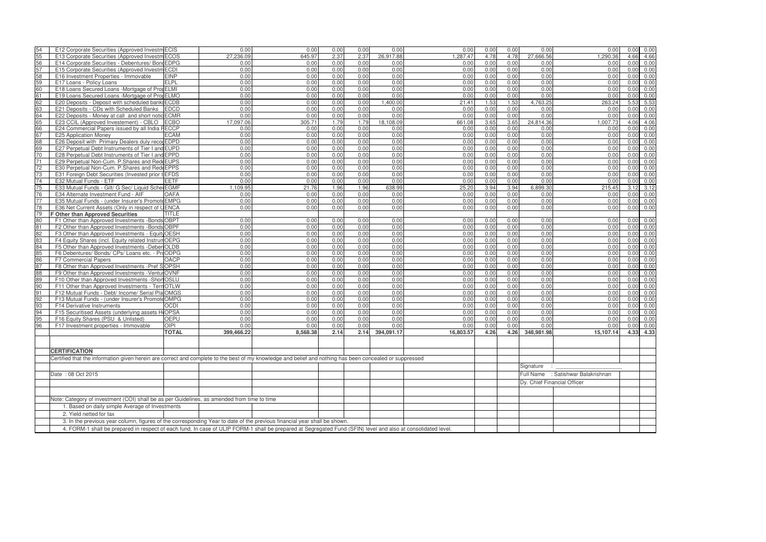| 54 | E12 Corporate Securities (Approved Investm | ECIS | 0.00 | 0.00 | 0.00 | 0.00 | 0.00 | 0.00 | 0.00 | 0.00 | 0.00 | 0.00 | 0.00 | 0.00 |
|---|---|---|---|---|---|---|---|---|---|---|---|---|---|---|
| 55 | E13 Corporate Securities (Approved Investm | ECOS | 27,236.09 | 645.97 | 2.37 | 2.37 | 26,917.88 | 1,287.47 | 4.78 | 4.78 | 27,666.56 | 1,290.36 | 4.66 | 4.66 |
| 56 | E14 Corporate Securities - Debentures/ Bond | EDPG | 0.00 | 0.00 | 0.00 | 0.00 | 0.00 | 0.00 | 0.00 | 0.00 | 0.00 | 0.00 | 0.00 | 0.00 |
| 57 | E15 Corporate Securities (Approved Investm | ECDI | 0.00 | 0.00 | 0.00 | 0.00 | 0.00 | 0.00 | 0.00 | 0.00 | 0.00 | 0.00 | 0.00 | 0.00 |
| 58 | E16 Investment Properties - Immovable | EINP | 0.00 | 0.00 | 0.00 | 0.00 | 0.00 | 0.00 | 0.00 | 0.00 | 0.00 | 0.00 | 0.00 | 0.00 |
| 59 | E17 Loans - Policy Loans | ELPL | 0.00 | 0.00 | 0.00 | 0.00 | 0.00 | 0.00 | 0.00 | 0.00 | 0.00 | 0.00 | 0.00 | 0.00 |
| 60 | E18 Loans Secured Loans -Mortgage of Prop | ELMI | 0.00 | 0.00 | 0.00 | 0.00 | 0.00 | 0.00 | 0.00 | 0.00 | 0.00 | 0.00 | 0.00 | 0.00 |
| 61 | E19 Loans Secured Loans -Mortgage of Prop | ELMO | 0.00 | 0.00 | 0.00 | 0.00 | 0.00 | 0.00 | 0.00 | 0.00 | 0.00 | 0.00 | 0.00 | 0.00 |
| 62 | E20 Deposits - Deposit with scheduled banks | ECDB | 0.00 | 0.00 | 0.00 | 0.00 | 1,400.00 | 21.41 | 1.53 | 1.53 | 4,763.25 | 263.24 | 5.53 | 5.53 |
| 63 | E21 Deposits - CDs with Scheduled Banks | EDCD | 0.00 | 0.00 | 0.00 | 0.00 | 0.00 | 0.00 | 0.00 | 0.00 | 0.00 | 0.00 | 0.00 | 0.00 |
| 64 | E22 Deposits - Money at call and short notic | ECMR | 0.00 | 0.00 | 0.00 | 0.00 | 0.00 | 0.00 | 0.00 | 0.00 | 0.00 | 0.00 | 0.00 | 0.00 |
| 65 | E23 CCIL (Approved Investement) - CBLO | ECBO | 17,097.06 | 305.71 | 1.79 | 1.79 | 18,108.09 | 661.08 | 3.65 | 3.65 | 24,814.36 | 1,007.73 | 4.06 | 4.06 |
| 66 | E24 Commercial Papers issued by all India F | ECCP | 0.00 | 0.00 | 0.00 | 0.00 | 0.00 | 0.00 | 0.00 | 0.00 | 0.00 | 0.00 | 0.00 | 0.00 |
| 67 | E25 Application Money | ECAM | 0.00 | 0.00 | 0.00 | 0.00 | 0.00 | 0.00 | 0.00 | 0.00 | 0.00 | 0.00 | 0.00 | 0.00 |
| 68 | E26 Deposit with Primary Dealers duly recog | EDPD | 0.00 | 0.00 | 0.00 | 0.00 | 0.00 | 0.00 | 0.00 | 0.00 | 0.00 | 0.00 | 0.00 | 0.00 |
| 69 | E27 Perpetual Debt Instruments of Tier I and | EUPD | 0.00 | 0.00 | 0.00 | 0.00 | 0.00 | 0.00 | 0.00 | 0.00 | 0.00 | 0.00 | 0.00 | 0.00 |
| 70 | E28 Perpetual Debt Instruments of Tier I and | EPPD | 0.00 | 0.00 | 0.00 | 0.00 | 0.00 | 0.00 | 0.00 | 0.00 | 0.00 | 0.00 | 0.00 | 0.00 |
| 71 | E29 Perpetual Non-Cum. P.Shares and Rede | EUPS | 0.00 | 0.00 | 0.00 | 0.00 | 0.00 | 0.00 | 0.00 | 0.00 | 0.00 | 0.00 | 0.00 | 0.00 |
| 72 | E30 Perpetual Non-Cum. P.Shares and Rede | EPPS | 0.00 | 0.00 | 0.00 | 0.00 | 0.00 | 0.00 | 0.00 | 0.00 | 0.00 | 0.00 | 0.00 | 0.00 |
| 73 | E31 Foreign Debt Securities (Invested prior t | EFDS | 0.00 | 0.00 | 0.00 | 0.00 | 0.00 | 0.00 | 0.00 | 0.00 | 0.00 | 0.00 | 0.00 | 0.00 |
| 74 | E32 Mutual Funds - ETF | EETF | 0.00 | 0.00 | 0.00 | 0.00 | 0.00 | 0.00 | 0.00 | 0.00 | 0.00 | 0.00 | 0.00 | 0.00 |
| 75 | E33 Mutual Funds - Gilt/ G Sec/ Liquid Schem | EGMF | 1,109.95 | 21.76 | 1.96 | 1.96 | 638.99 | 25.20 | 3.94 | 3.94 | 6,899.30 | 215.45 | 3.12 | 3.12 |
| 76 | E34 Alternate Investment Fund - AIF | OAFA | 0.00 | 0.00 | 0.00 | 0.00 | 0.00 | 0.00 | 0.00 | 0.00 | 0.00 | 0.00 | 0.00 | 0.00 |
| 77 | E35 Mutual Funds - (under Insurer's Promote | EMPG | 0.00 | 0.00 | 0.00 | 0.00 | 0.00 | 0.00 | 0.00 | 0.00 | 0.00 | 0.00 | 0.00 | 0.00 |
| 78 | E36 Net Current Assets (Only in respect of U | ENCA | 0.00 | 0.00 | 0.00 | 0.00 | 0.00 | 0.00 | 0.00 | 0.00 | 0.00 | 0.00 | 0.00 | 0.00 |
| 79 | **F Other than Approved Securities** | TITLE | | | | | | | | | | | | |
| 80 | F1 Other than Approved Investments -Bonds | OBPT | 0.00 | 0.00 | 0.00 | 0.00 | 0.00 | 0.00 | 0.00 | 0.00 | 0.00 | 0.00 | 0.00 | 0.00 |
| 81 | F2 Other than Approved Investments -Bonds | OBPF | 0.00 | 0.00 | 0.00 | 0.00 | 0.00 | 0.00 | 0.00 | 0.00 | 0.00 | 0.00 | 0.00 | 0.00 |
| 82 | F3 Other than Approved Investments - Equity | OESH | 0.00 | 0.00 | 0.00 | 0.00 | 0.00 | 0.00 | 0.00 | 0.00 | 0.00 | 0.00 | 0.00 | 0.00 |
| 83 | F4 Equity Shares (incl. Equity related Instrum | OEPG | 0.00 | 0.00 | 0.00 | 0.00 | 0.00 | 0.00 | 0.00 | 0.00 | 0.00 | 0.00 | 0.00 | 0.00 |
| 84 | F5 Other than Approved Investments -Deben | OLDB | 0.00 | 0.00 | 0.00 | 0.00 | 0.00 | 0.00 | 0.00 | 0.00 | 0.00 | 0.00 | 0.00 | 0.00 |
| 85 | F6 Debentures/ Bonds/ CPs/ Loans etc. - Pro | ODPG | 0.00 | 0.00 | 0.00 | 0.00 | 0.00 | 0.00 | 0.00 | 0.00 | 0.00 | 0.00 | 0.00 | 0.00 |
| 86 | F7 Commercial Papers | OACP | 0.00 | 0.00 | 0.00 | 0.00 | 0.00 | 0.00 | 0.00 | 0.00 | 0.00 | 0.00 | 0.00 | 0.00 |
| 87 | F8 Other than Approved Investments -Pref S | OPSH | 0.00 | 0.00 | 0.00 | 0.00 | 0.00 | 0.00 | 0.00 | 0.00 | 0.00 | 0.00 | 0.00 | 0.00 |
| 88 | F9 Other than Approved Investments -Ventur | OVNF | 0.00 | 0.00 | 0.00 | 0.00 | 0.00 | 0.00 | 0.00 | 0.00 | 0.00 | 0.00 | 0.00 | 0.00 |
| 89 | F10 Other than Approved Investments -Short | OSLU | 0.00 | 0.00 | 0.00 | 0.00 | 0.00 | 0.00 | 0.00 | 0.00 | 0.00 | 0.00 | 0.00 | 0.00 |
| 90 | F11 Other than Approved Investments - Term | OTLW | 0.00 | 0.00 | 0.00 | 0.00 | 0.00 | 0.00 | 0.00 | 0.00 | 0.00 | 0.00 | 0.00 | 0.00 |
| 91 | F12 Mutual Funds - Debt/ Income/ Serial Pla | OMGS | 0.00 | 0.00 | 0.00 | 0.00 | 0.00 | 0.00 | 0.00 | 0.00 | 0.00 | 0.00 | 0.00 | 0.00 |
| 92 | F13 Mutual Funds - (under Insurer's Promote | OMPG | 0.00 | 0.00 | 0.00 | 0.00 | 0.00 | 0.00 | 0.00 | 0.00 | 0.00 | 0.00 | 0.00 | 0.00 |
| 93 | F14 Derivative Instruments | OCDI | 0.00 | 0.00 | 0.00 | 0.00 | 0.00 | 0.00 | 0.00 | 0.00 | 0.00 | 0.00 | 0.00 | 0.00 |
| 94 | F15 Securitised Assets (underlying assets H | OPSA | 0.00 | 0.00 | 0.00 | 0.00 | 0.00 | 0.00 | 0.00 | 0.00 | 0.00 | 0.00 | 0.00 | 0.00 |
| 95 | F16 Equity Shares (PSU & Unlisted) | OEPU | 0.00 | 0.00 | 0.00 | 0.00 | 0.00 | 0.00 | 0.00 | 0.00 | 0.00 | 0.00 | 0.00 | 0.00 |
| 96 | F17 Investment properties - Immovable | OIPI | 0.00 | 0.00 | 0.00 | 0.00 | 0.00 | 0.00 | 0.00 | 0.00 | 0.00 | 0.00 | 0.00 | 0.00 |
| | | **TOTAL** | **399,466.22** | **8,568.38** | **2.14** | **2.14** | **394,091.17** | **16,803.57** | **4.26** | **4.26** | **348,981.98** | **15,107.14** | **4.33** | **4.33** |

**CERTIFICATION**

Certified that the information given herein are correct and complete to the best of my knowledge and belief and nothing has been concealed or suppressed

Date : 08 Oct 2015

Signature :

Full Name : Satishwar Balakrishnan

Dy. Chief Financial Officer

Note: Category of investment (COI) shall be as per Guidelines, as amended from time to time

1. Based on daily simple Average of Investments
2. Yield netted for tax
3. In the previous year column, figures of the corresponding Year to date of the previous financial year shall be shown.
4. FORM-1 shall be prepared in respect of each fund. In case of ULIP FORM-1 shall be prepared at Segregated Fund (SFIN) level and also at consolidated level.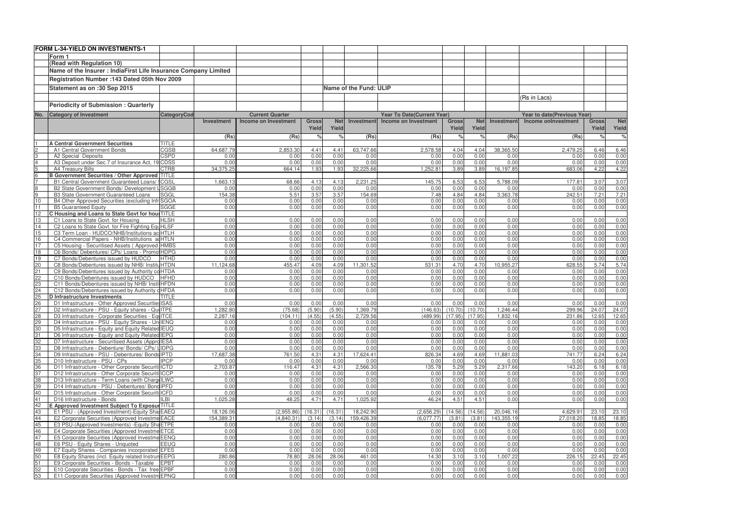**FORM L-34-YIELD ON INVESTMENTS-1**

Form 1

(Read with Regulation 10)

Name of the Insurer : IndiaFirst Life Insurance Company Limited

Registration Number :143 Dated 05th Nov 2009

Statement as on :30 Sep 2015

Name of the Fund: ULIP

(Rs in Lacs)

Periodicity of Submission : Quarterly

| No. | Category of Investment | CategoryCod | Current Quarter | | | | Year To Date(Current Year) | | | | Year to date(Previous Year) | | | |
|---|---|---|---|---|---|---|---|---|---|---|---|---|---|---|
| | | | Investment | Income on Investment | Gross Yield | Net Yield | Investment | Income on Investment | Gross Yield | Net Yield | Investment | Income onInvestment | Gross Yield | Net Yield |
| | | | (Rs) | (Rs) | % | % | (Rs) | (Rs) | % | % | (Rs) | (Rs) | % | % |
| 1 | A Central Government Securities | TITLE | | | | | | | | | | | | |
| 2 | A1 Central Government Bonds | CGSB | 64,687.79 | 2,853.30 | 4.41 | 4.41 | 63,747.66 | 2,578.58 | 4.04 | 4.04 | 38,365.50 | 2,479.25 | 6.46 | 6.46 |
| 3 | A2 Special Deposits | CSPD | 0.00 | 0.00 | 0.00 | 0.00 | 0.00 | 0.00 | 0.00 | 0.00 | 0.00 | 0.00 | 0.00 | 0.00 |
| 4 | A3 Deposit under Sec 7 of Insurance Act, 19 | CDSS | 0.00 | 0.00 | 0.00 | 0.00 | 0.00 | 0.00 | 0.00 | 0.00 | 0.00 | 0.00 | 0.00 | 0.00 |
| 5 | A4 Treasury Bills | CTRB | 34,375.25 | 664.14 | 1.93 | 1.93 | 32,225.66 | 1,252.81 | 3.89 | 3.89 | 16,197.85 | 683.06 | 4.22 | 4.22 |
| 6 | B Government Securities / Other Approved | TITLE | | | | | | | | | | | | |
| 7 | B1 Central Government Guaranteed Loans/ S | CGSL | 1,663.13 | 68.66 | 4.13 | 4.13 | 2,231.25 | 145.75 | 6.53 | 6.53 | 5,788.09 | 177.81 | 3.07 | 3.07 |
| 8 | B2 State Government Bonds/ Development L | SGGB | 0.00 | 0.00 | 0.00 | 0.00 | 0.00 | 0.00 | 0.00 | 0.00 | 0.00 | 0.00 | 0.00 | 0.00 |
| 9 | B3 State Government Guaranteed Loans | SGGL | 154.38 | 5.51 | 3.57 | 3.57 | 154.69 | 7.48 | 4.84 | 4.84 | 3,363.78 | 242.51 | 7.21 | 7.21 |
| 10 | B4 Other Approved Securities (excluding Infr | SGOA | 0.00 | 0.00 | 0.00 | 0.00 | 0.00 | 0.00 | 0.00 | 0.00 | 0.00 | 0.00 | 0.00 | 0.00 |
| 11 | B5 Guaranteed Equity | SGGE | 0.00 | 0.00 | 0.00 | 0.00 | 0.00 | 0.00 | 0.00 | 0.00 | 0.00 | 0.00 | 0.00 | 0.00 |
| 12 | C Housing and Loans to State Govt for hou | TITLE | | | | | | | | | | | | |
| 13 | C1 Loans to State Govt. for Housing | HLSH | 0.00 | 0.00 | 0.00 | 0.00 | 0.00 | 0.00 | 0.00 | 0.00 | 0.00 | 0.00 | 0.00 | 0.00 |
| 14 | C2 Loans to State Govt. for Fire Fighting Equ | HLSF | 0.00 | 0.00 | 0.00 | 0.00 | 0.00 | 0.00 | 0.00 | 0.00 | 0.00 | 0.00 | 0.00 | 0.00 |
| 15 | C3 Term Loan - HUDCO/NHB/Institutions ac | HTLH | 0.00 | 0.00 | 0.00 | 0.00 | 0.00 | 0.00 | 0.00 | 0.00 | 0.00 | 0.00 | 0.00 | 0.00 |
| 16 | C4 Commercial Papers - NHB/Institutions ac | HTLN | 0.00 | 0.00 | 0.00 | 0.00 | 0.00 | 0.00 | 0.00 | 0.00 | 0.00 | 0.00 | 0.00 | 0.00 |
| 17 | C5 Housing - Securitised Assets ( Approved | HMBS | 0.00 | 0.00 | 0.00 | 0.00 | 0.00 | 0.00 | 0.00 | 0.00 | 0.00 | 0.00 | 0.00 | 0.00 |
| 18 | C6 Bonds/ Debentures/ CPs/ Loans - Promot | HDPG | 0.00 | 0.00 | 0.00 | 0.00 | 0.00 | 0.00 | 0.00 | 0.00 | 0.00 | 0.00 | 0.00 | 0.00 |
| 19 | C7 Bonds/Debentures issued by HUDCO | HTHD | 0.00 | 0.00 | 0.00 | 0.00 | 0.00 | 0.00 | 0.00 | 0.00 | 0.00 | 0.00 | 0.00 | 0.00 |
| 20 | C8 Bonds/Debentures issued by NHB/ Institu | HTDN | 11,124.68 | 455.47 | 4.09 | 4.09 | 11,301.52 | 531.31 | 4.70 | 4.70 | 10,955.27 | 628.55 | 5.74 | 5.74 |
| 21 | C9 Bonds/Debentures issued by Authority co | HTDA | 0.00 | 0.00 | 0.00 | 0.00 | 0.00 | 0.00 | 0.00 | 0.00 | 0.00 | 0.00 | 0.00 | 0.00 |
| 22 | C10 Bonds/Debentures issued by HUDCO | HFHD | 0.00 | 0.00 | 0.00 | 0.00 | 0.00 | 0.00 | 0.00 | 0.00 | 0.00 | 0.00 | 0.00 | 0.00 |
| 23 | C11 Bonds/Debentures issued by NHB/ Instit | HFDN | 0.00 | 0.00 | 0.00 | 0.00 | 0.00 | 0.00 | 0.00 | 0.00 | 0.00 | 0.00 | 0.00 | 0.00 |
| 24 | C12 Bonds/Debentures issued by Authority c | HFDA | 0.00 | 0.00 | 0.00 | 0.00 | 0.00 | 0.00 | 0.00 | 0.00 | 0.00 | 0.00 | 0.00 | 0.00 |
| 25 | D Infrastructure Investments | TITLE | | | | | | | | | | | | |
| 26 | D1 Infrastructure - Other Approved Securities | ISAS | 0.00 | 0.00 | 0.00 | 0.00 | 0.00 | 0.00 | 0.00 | 0.00 | 0.00 | 0.00 | 0.00 | 0.00 |
| 27 | D2 Infrastructure - PSU - Equity shares - Quo | ITPE | 1,282.80 | (75.68) | (5.90) | (5.90) | 1,369.79 | (146.63) | (10.70) | (10.70) | 1,246.44 | 299.96 | 24.07 | 24.07 |
| 28 | D3 Infrastructure - Corporate Securities - Equ | ITCE | 2,287.16 | (104.11) | (4.55) | (4.55) | 2,729.56 | (489.99) | (17.95) | (17.95) | 1,832.16 | 231.86 | 12.65 | 12.65 |
| 29 | D4 Infrastructure - PSU - Equity Shares - Un | IENQ | 0.00 | 0.00 | 0.00 | 0.00 | 0.00 | 0.00 | 0.00 | 0.00 | 0.00 | 0.00 | 0.00 | 0.00 |
| 30 | D5 Infrastructure - Equity and Equity Related | IEUQ | 0.00 | 0.00 | 0.00 | 0.00 | 0.00 | 0.00 | 0.00 | 0.00 | 0.00 | 0.00 | 0.00 | 0.00 |
| 31 | D6 Infrastructure - Equity and Equity Related | IEPG | 0.00 | 0.00 | 0.00 | 0.00 | 0.00 | 0.00 | 0.00 | 0.00 | 0.00 | 0.00 | 0.00 | 0.00 |
| 32 | D7 Infrastructure - Securitised Assets (Appro | IESA | 0.00 | 0.00 | 0.00 | 0.00 | 0.00 | 0.00 | 0.00 | 0.00 | 0.00 | 0.00 | 0.00 | 0.00 |
| 33 | D8 Infrastructure - Debenture/ Bonds/ CPs/ L | IDPG | 0.00 | 0.00 | 0.00 | 0.00 | 0.00 | 0.00 | 0.00 | 0.00 | 0.00 | 0.00 | 0.00 | 0.00 |
| 34 | D9 Infrastructure - PSU - Debentures/ Bonds | IPTD | 17,687.38 | 761.50 | 4.31 | 4.31 | 17,624.41 | 826.34 | 4.69 | 4.69 | 11,881.03 | 741.77 | 6.24 | 6.24 |
| 35 | D10 Infrastructure - PSU - CPs | IPCP | 0.00 | 0.00 | 0.00 | 0.00 | 0.00 | 0.00 | 0.00 | 0.00 | 0.00 | 0.00 | 0.00 | 0.00 |
| 36 | D11 Infrastructure - Other Corporate Securiti | ICTD | 2,703.87 | 116.47 | 4.31 | 4.31 | 2,566.30 | 135.78 | 5.29 | 5.29 | 2,317.66 | 143.20 | 6.18 | 6.18 |
| 37 | D12 Infrastructure - Other Corporate Securiti | ICCP | 0.00 | 0.00 | 0.00 | 0.00 | 0.00 | 0.00 | 0.00 | 0.00 | 0.00 | 0.00 | 0.00 | 0.00 |
| 38 | D13 Infrastructure - Term Loans (with Charge | ILWC | 0.00 | 0.00 | 0.00 | 0.00 | 0.00 | 0.00 | 0.00 | 0.00 | 0.00 | 0.00 | 0.00 | 0.00 |
| 39 | D14 Infrastructure - PSU - Debentures/ Bond | IPFD | 0.00 | 0.00 | 0.00 | 0.00 | 0.00 | 0.00 | 0.00 | 0.00 | 0.00 | 0.00 | 0.00 | 0.00 |
| 40 | D15 Infrastructure - Other Corporate Securiti | ICFD | 0.00 | 0.00 | 0.00 | 0.00 | 0.00 | 0.00 | 0.00 | 0.00 | 0.00 | 0.00 | 0.00 | 0.00 |
| 41 | D16 Infrastructure - Bonds | ILBI | 1,025.28 | 48.25 | 4.71 | 4.71 | 1,025.92 | 46.24 | 4.51 | 4.51 | 0.00 | 0.00 | 0.00 | 0.00 |
| 42 | E Approved Investment Subject To Exposur | TITLE | | | | | | | | | | | | |
| 43 | E1 PSU - (Approved Investment)-Equity Sha | EAEQ | 18,126.06 | (2,955.86) | (16.31) | (16.31) | 18,242.90 | (2,656.29) | (14.56) | (14.56) | 20,046.16 | 4,629.91 | 23.10 | 23.10 |
| 44 | E2 Corporate Securities (Approved Investme | EACE | 154,389.31 | (4,840.31) | (3.14) | (3.14) | 159,426.39 | (6,077.77) | (3.81) | (3.81) | 143,355.19 | 27,018.20 | 18.85 | 18.85 |
| 45 | E3 PSU-(Approved Investments) -Equity Sha | ETPE | 0.00 | 0.00 | 0.00 | 0.00 | 0.00 | 0.00 | 0.00 | 0.00 | 0.00 | 0.00 | 0.00 | 0.00 |
| 46 | E4 Corporate Securities (Approved Investme | ETCE | 0.00 | 0.00 | 0.00 | 0.00 | 0.00 | 0.00 | 0.00 | 0.00 | 0.00 | 0.00 | 0.00 | 0.00 |
| 47 | E5 Corporate Securities (Approved Investme | EENQ | 0.00 | 0.00 | 0.00 | 0.00 | 0.00 | 0.00 | 0.00 | 0.00 | 0.00 | 0.00 | 0.00 | 0.00 |
| 48 | E6 PSU - Equity Shares - Unquoted | EEUQ | 0.00 | 0.00 | 0.00 | 0.00 | 0.00 | 0.00 | 0.00 | 0.00 | 0.00 | 0.00 | 0.00 | 0.00 |
| 49 | E7 Equity Shares - Companies incorporated | EFES | 0.00 | 0.00 | 0.00 | 0.00 | 0.00 | 0.00 | 0.00 | 0.00 | 0.00 | 0.00 | 0.00 | 0.00 |
| 50 | E8 Equity Shares (incl. Equity related Instrum | EEPG | 280.86 | 78.80 | 28.06 | 28.06 | 461.00 | 14.30 | 3.10 | 3.10 | 1,007.22 | 226.15 | 22.45 | 22.45 |
| 51 | E9 Corporate Securities - Bonds - Taxable | EPBT | 0.00 | 0.00 | 0.00 | 0.00 | 0.00 | 0.00 | 0.00 | 0.00 | 0.00 | 0.00 | 0.00 | 0.00 |
| 52 | E10 Corporate Securities - Bonds - Tax free | EPBF | 0.00 | 0.00 | 0.00 | 0.00 | 0.00 | 0.00 | 0.00 | 0.00 | 0.00 | 0.00 | 0.00 | 0.00 |
| 53 | E11 Corporate Securities (Approved Investm | EPNQ | 0.00 | 0.00 | 0.00 | 0.00 | 0.00 | 0.00 | 0.00 | 0.00 | 0.00 | 0.00 | 0.00 | 0.00 |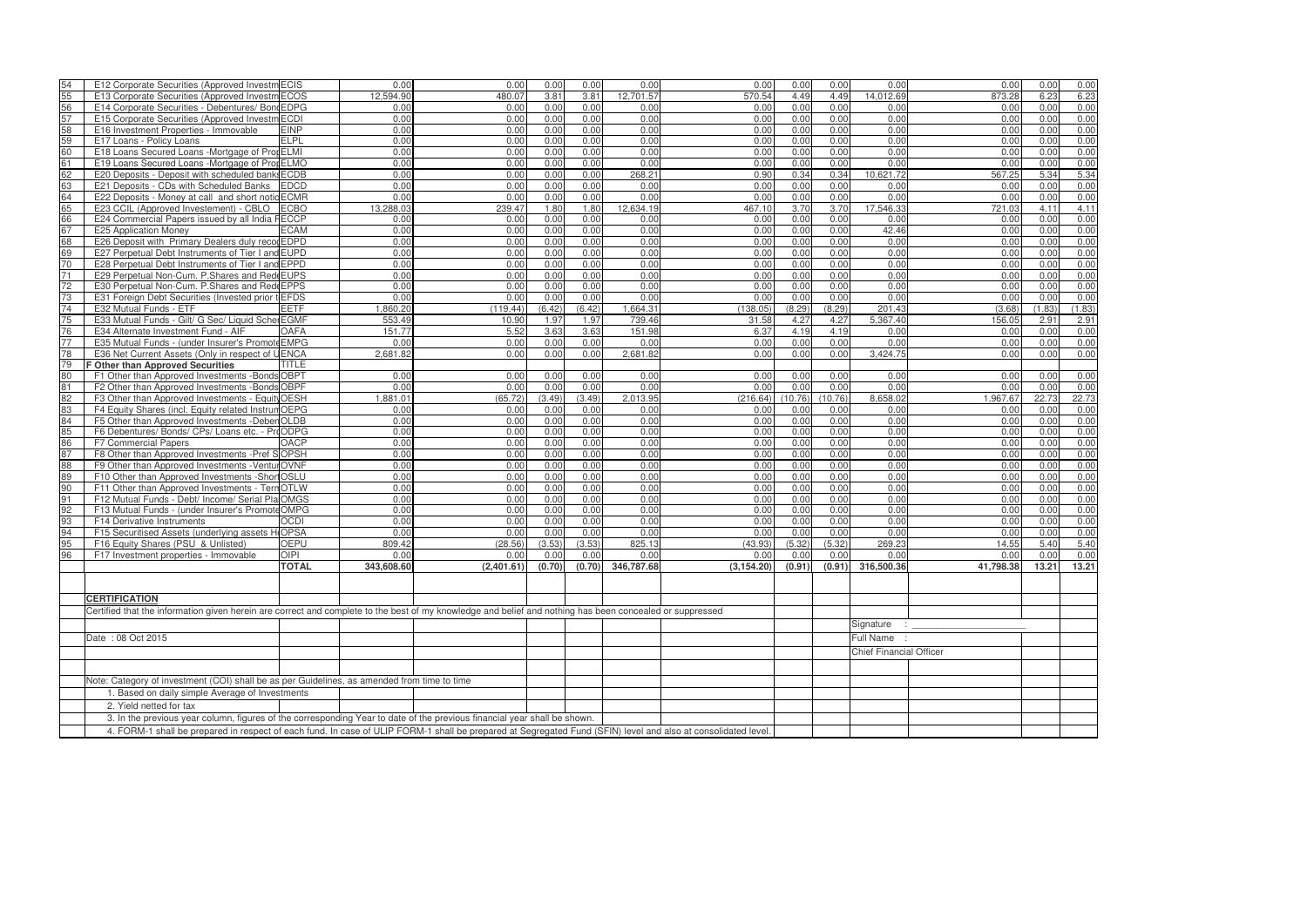| | | | | | | | | | | | | | | |
|---|---|---|---|---|---|---|---|---|---|---|---|---|---|---|
| 54 | E12 Corporate Securities (Approved Investm | ECIS | 0.00 | 0.00 | 0.00 | 0.00 | 0.00 | 0.00 | 0.00 | 0.00 | 0.00 | 0.00 | 0.00 | 0.00 |
| 55 | E13 Corporate Securities (Approved Investm | ECOS | 12,594.90 | 480.07 | 3.81 | 3.81 | 12,701.57 | 570.54 | 4.49 | 4.49 | 14,012.69 | 873.28 | 6.23 | 6.23 |
| 56 | E14 Corporate Securities - Debentures/ Bond | EDPG | 0.00 | 0.00 | 0.00 | 0.00 | 0.00 | 0.00 | 0.00 | 0.00 | 0.00 | 0.00 | 0.00 | 0.00 |
| 57 | E15 Corporate Securities (Approved Investm | ECDI | 0.00 | 0.00 | 0.00 | 0.00 | 0.00 | 0.00 | 0.00 | 0.00 | 0.00 | 0.00 | 0.00 | 0.00 |
| 58 | E16 Investment Properties - Immovable | EINP | 0.00 | 0.00 | 0.00 | 0.00 | 0.00 | 0.00 | 0.00 | 0.00 | 0.00 | 0.00 | 0.00 | 0.00 |
| 59 | E17 Loans - Policy Loans | ELPL | 0.00 | 0.00 | 0.00 | 0.00 | 0.00 | 0.00 | 0.00 | 0.00 | 0.00 | 0.00 | 0.00 | 0.00 |
| 60 | E18 Loans Secured Loans -Mortgage of Prop | ELMI | 0.00 | 0.00 | 0.00 | 0.00 | 0.00 | 0.00 | 0.00 | 0.00 | 0.00 | 0.00 | 0.00 | 0.00 |
| 61 | E19 Loans Secured Loans -Mortgage of Prop | ELMO | 0.00 | 0.00 | 0.00 | 0.00 | 0.00 | 0.00 | 0.00 | 0.00 | 0.00 | 0.00 | 0.00 | 0.00 |
| 62 | E20 Deposits - Deposit with scheduled banks | ECDB | 0.00 | 0.00 | 0.00 | 0.00 | 268.21 | 0.90 | 0.34 | 0.34 | 10,621.72 | 567.25 | 5.34 | 5.34 |
| 63 | E21 Deposits - CDs with Scheduled Banks | EDCD | 0.00 | 0.00 | 0.00 | 0.00 | 0.00 | 0.00 | 0.00 | 0.00 | 0.00 | 0.00 | 0.00 | 0.00 |
| 64 | E22 Deposits - Money at call and short notic | ECMR | 0.00 | 0.00 | 0.00 | 0.00 | 0.00 | 0.00 | 0.00 | 0.00 | 0.00 | 0.00 | 0.00 | 0.00 |
| 65 | E23 CCIL (Approved Investement) - CBLO | ECBO | 13,288.03 | 239.47 | 1.80 | 1.80 | 12,634.19 | 467.10 | 3.70 | 3.70 | 17,546.33 | 721.03 | 4.11 | 4.11 |
| 66 | E24 Commercial Papers issued by all India F | ECCP | 0.00 | 0.00 | 0.00 | 0.00 | 0.00 | 0.00 | 0.00 | 0.00 | 0.00 | 0.00 | 0.00 | 0.00 |
| 67 | E25 Application Money | ECAM | 0.00 | 0.00 | 0.00 | 0.00 | 0.00 | 0.00 | 0.00 | 0.00 | 42.46 | 0.00 | 0.00 | 0.00 |
| 68 | E26 Deposit with Primary Dealers duly recog | EDPD | 0.00 | 0.00 | 0.00 | 0.00 | 0.00 | 0.00 | 0.00 | 0.00 | 0.00 | 0.00 | 0.00 | 0.00 |
| 69 | E27 Perpetual Debt Instruments of Tier I and | EUPD | 0.00 | 0.00 | 0.00 | 0.00 | 0.00 | 0.00 | 0.00 | 0.00 | 0.00 | 0.00 | 0.00 | 0.00 |
| 70 | E28 Perpetual Debt Instruments of Tier I and | EPPD | 0.00 | 0.00 | 0.00 | 0.00 | 0.00 | 0.00 | 0.00 | 0.00 | 0.00 | 0.00 | 0.00 | 0.00 |
| 71 | E29 Perpetual Non-Cum. P.Shares and Rede | EUPS | 0.00 | 0.00 | 0.00 | 0.00 | 0.00 | 0.00 | 0.00 | 0.00 | 0.00 | 0.00 | 0.00 | 0.00 |
| 72 | E30 Perpetual Non-Cum. P.Shares and Rede | EPPS | 0.00 | 0.00 | 0.00 | 0.00 | 0.00 | 0.00 | 0.00 | 0.00 | 0.00 | 0.00 | 0.00 | 0.00 |
| 73 | E31 Foreign Debt Securities (Invested prior t | EFDS | 0.00 | 0.00 | 0.00 | 0.00 | 0.00 | 0.00 | 0.00 | 0.00 | 0.00 | 0.00 | 0.00 | 0.00 |
| 74 | E32 Mutual Funds - ETF | EETF | 1,860.20 | (119.44) | (6.42) | (6.42) | 1,664.31 | (138.05) | (8.29) | (8.29) | 201.43 | (3.68) | (1.83) | (1.83) |
| 75 | E33 Mutual Funds - Gilt/ G Sec/ Liquid Schen | EGMF | 553.49 | 10.90 | 1.97 | 1.97 | 739.46 | 31.58 | 4.27 | 4.27 | 5,367.40 | 156.05 | 2.91 | 2.91 |
| 76 | E34 Alternate Investment Fund - AIF | OAFA | 151.77 | 5.52 | 3.63 | 3.63 | 151.98 | 6.37 | 4.19 | 4.19 | 0.00 | 0.00 | 0.00 | 0.00 |
| 77 | E35 Mutual Funds - (under Insurer's Promote | EMPG | 0.00 | 0.00 | 0.00 | 0.00 | 0.00 | 0.00 | 0.00 | 0.00 | 0.00 | 0.00 | 0.00 | 0.00 |
| 78 | E36 Net Current Assets (Only in respect of U | ENCA | 2,681.82 | 0.00 | 0.00 | 0.00 | 2,681.82 | 0.00 | 0.00 | 0.00 | 3,424.75 | 0.00 | 0.00 | 0.00 |
| 79 | **F Other than Approved Securities** | TITLE | | | | | | | | | | | | |
| 80 | F1 Other than Approved Investments -Bonds | OBPT | 0.00 | 0.00 | 0.00 | 0.00 | 0.00 | 0.00 | 0.00 | 0.00 | 0.00 | 0.00 | 0.00 | 0.00 |
| 81 | F2 Other than Approved Investments -Bonds | OBPF | 0.00 | 0.00 | 0.00 | 0.00 | 0.00 | 0.00 | 0.00 | 0.00 | 0.00 | 0.00 | 0.00 | 0.00 |
| 82 | F3 Other than Approved Investments - Equity | OESH | 1,881.01 | (65.72) | (3.49) | (3.49) | 2,013.95 | (216.64) | (10.76) | (10.76) | 8,658.02 | 1,967.67 | 22.73 | 22.73 |
| 83 | F4 Equity Shares (incl. Equity related Instrum | OEPG | 0.00 | 0.00 | 0.00 | 0.00 | 0.00 | 0.00 | 0.00 | 0.00 | 0.00 | 0.00 | 0.00 | 0.00 |
| 84 | F5 Other than Approved Investments -Deben | OLDB | 0.00 | 0.00 | 0.00 | 0.00 | 0.00 | 0.00 | 0.00 | 0.00 | 0.00 | 0.00 | 0.00 | 0.00 |
| 85 | F6 Debentures/ Bonds/ CPs/ Loans etc. - Pro | ODPG | 0.00 | 0.00 | 0.00 | 0.00 | 0.00 | 0.00 | 0.00 | 0.00 | 0.00 | 0.00 | 0.00 | 0.00 |
| 86 | F7 Commercial Papers | OACP | 0.00 | 0.00 | 0.00 | 0.00 | 0.00 | 0.00 | 0.00 | 0.00 | 0.00 | 0.00 | 0.00 | 0.00 |
| 87 | F8 Other than Approved Investments -Pref S | OPSH | 0.00 | 0.00 | 0.00 | 0.00 | 0.00 | 0.00 | 0.00 | 0.00 | 0.00 | 0.00 | 0.00 | 0.00 |
| 88 | F9 Other than Approved Investments -Ventur | OVNF | 0.00 | 0.00 | 0.00 | 0.00 | 0.00 | 0.00 | 0.00 | 0.00 | 0.00 | 0.00 | 0.00 | 0.00 |
| 89 | F10 Other than Approved Investments -Short | OSLU | 0.00 | 0.00 | 0.00 | 0.00 | 0.00 | 0.00 | 0.00 | 0.00 | 0.00 | 0.00 | 0.00 | 0.00 |
| 90 | F11 Other than Approved Investments - Term | OTLW | 0.00 | 0.00 | 0.00 | 0.00 | 0.00 | 0.00 | 0.00 | 0.00 | 0.00 | 0.00 | 0.00 | 0.00 |
| 91 | F12 Mutual Funds - Debt/ Income/ Serial Pla | OMGS | 0.00 | 0.00 | 0.00 | 0.00 | 0.00 | 0.00 | 0.00 | 0.00 | 0.00 | 0.00 | 0.00 | 0.00 |
| 92 | F13 Mutual Funds - (under Insurer's Promote | OMPG | 0.00 | 0.00 | 0.00 | 0.00 | 0.00 | 0.00 | 0.00 | 0.00 | 0.00 | 0.00 | 0.00 | 0.00 |
| 93 | F14 Derivative Instruments | OCDI | 0.00 | 0.00 | 0.00 | 0.00 | 0.00 | 0.00 | 0.00 | 0.00 | 0.00 | 0.00 | 0.00 | 0.00 |
| 94 | F15 Securitised Assets (underlying assets H | OPSA | 0.00 | 0.00 | 0.00 | 0.00 | 0.00 | 0.00 | 0.00 | 0.00 | 0.00 | 0.00 | 0.00 | 0.00 |
| 95 | F16 Equity Shares (PSU & Unlisted) | OEPU | 809.42 | (28.56) | (3.53) | (3.53) | 825.13 | (43.93) | (5.32) | (5.32) | 269.23 | 14.55 | 5.40 | 5.40 |
| 96 | F17 Investment properties - Immovable | OIPI | 0.00 | 0.00 | 0.00 | 0.00 | 0.00 | 0.00 | 0.00 | 0.00 | 0.00 | 0.00 | 0.00 | 0.00 |
| | | **TOTAL** | **343,608.60** | **(2,401.61)** | **(0.70)** | **(0.70)** | **346,787.68** | **(3,154.20)** | **(0.91)** | **(0.91)** | **316,500.36** | **41,798.38** | **13.21** | **13.21** |

**CERTIFICATION**

Certified that the information given herein are correct and complete to the best of my knowledge and belief and nothing has been concealed or suppressed

Signature :

Date : 08 Oct 2015

Full Name :

Chief Financial Officer

Note: Category of investment (COI) shall be as per Guidelines, as amended from time to time

1. Based on daily simple Average of Investments
2. Yield netted for tax
3. In the previous year column, figures of the corresponding Year to date of the previous financial year shall be shown.
4. FORM-1 shall be prepared in respect of each fund. In case of ULIP FORM-1 shall be prepared at Segregated Fund (SFIN) level and also at consolidated level.